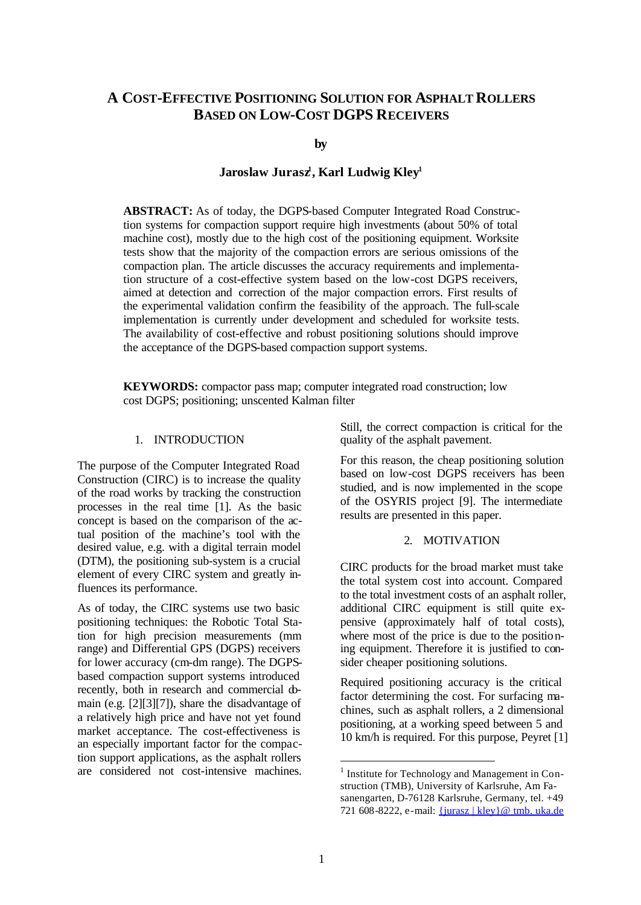# A COST-EFFECTIVE POSITIONING SOLUTION FOR ASPHALT ROLLERS BASED ON LOW-COST DGPS RECEIVERS

**by**

**Jaroslaw Jurasz[1], Karl Ludwig Kley[1]**

**ABSTRACT:** As of today, the DGPS-based Computer Integrated Road Construction systems for compaction support require high investments (about 50% of total machine cost), mostly due to the high cost of the positioning equipment. Worksite tests show that the majority of the compaction errors are serious omissions of the compaction plan. The article discusses the accuracy requirements and implementation structure of a cost-effective system based on the low-cost DGPS receivers, aimed at detection and correction of the major compaction errors. First results of the experimental validation confirm the feasibility of the approach. The full-scale implementation is currently under development and scheduled for worksite tests. The availability of cost-effective and robust positioning solutions should improve the acceptance of the DGPS-based compaction support systems.

**KEYWORDS:** compactor pass map; computer integrated road construction; low cost DGPS; positioning; unscented Kalman filter

## 1. INTRODUCTION

The purpose of the Computer Integrated Road Construction (CIRC) is to increase the quality of the road works by tracking the construction processes in the real time [1]. As the basic concept is based on the comparison of the actual position of the machine's tool with the desired value, e.g. with a digital terrain model (DTM), the positioning sub-system is a crucial element of every CIRC system and greatly influences its performance.

As of today, the CIRC systems use two basic positioning techniques: the Robotic Total Station for high precision measurements (mm range) and Differential GPS (DGPS) receivers for lower accuracy (cm-dm range). The DGPS-based compaction support systems introduced recently, both in research and commercial domain (e.g. [2][3][7]), share the disadvantage of a relatively high price and have not yet found market acceptance. The cost-effectiveness is an especially important factor for the compaction support applications, as the asphalt rollers are considered not cost-intensive machines. Still, the correct compaction is critical for the quality of the asphalt pavement.

For this reason, the cheap positioning solution based on low-cost DGPS receivers has been studied, and is now implemented in the scope of the OSYRIS project [9]. The intermediate results are presented in this paper.

## 2. MOTIVATION

CIRC products for the broad market must take the total system cost into account. Compared to the total investment costs of an asphalt roller, additional CIRC equipment is still quite expensive (approximately half of total costs), where most of the price is due to the positioning equipment. Therefore it is justified to consider cheaper positioning solutions.

Required positioning accuracy is the critical factor determining the cost. For surfacing machines, such as asphalt rollers, a 2 dimensional positioning, at a working speed between 5 and 10 km/h is required. For this purpose, Peyret [1]

---

[1] Institute for Technology and Management in Construction (TMB), University of Karlsruhe, Am Fasanengarten, D-76128 Karlsruhe, Germany, tel. +49 721 608-8222, e-mail: {jurasz | kley}@ tmb. uka.de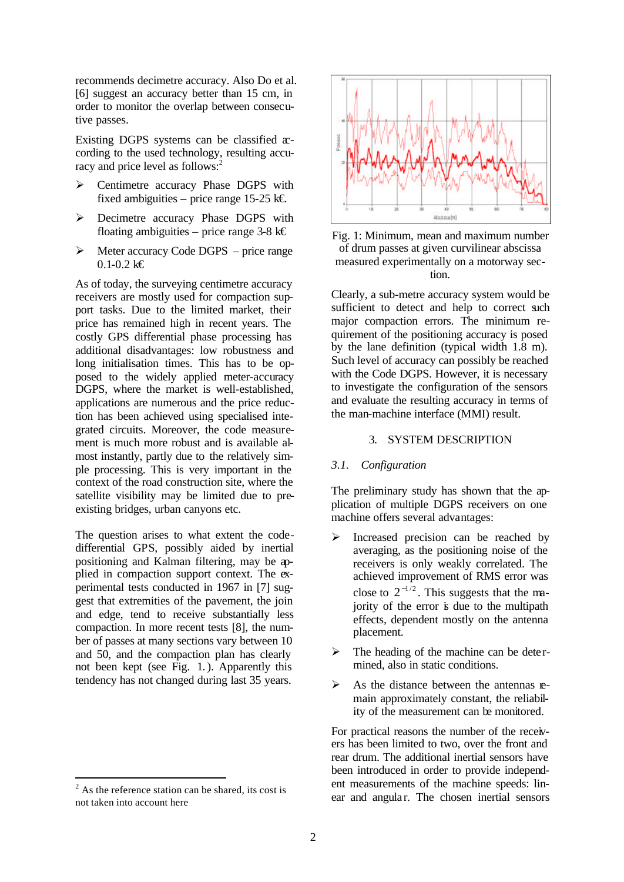recommends decimetre accuracy. Also Do et al. [6] suggest an accuracy better than 15 cm, in order to monitor the overlap between consecutive passes.

Existing DGPS systems can be classified according to the used technology, resulting accuracy and price level as follows:[2]

- Centimetre accuracy Phase DGPS with fixed ambiguities – price range 15-25 k€.
- Decimetre accuracy Phase DGPS with floating ambiguities – price range 3-8 k€
- Meter accuracy Code DGPS – price range 0.1-0.2 k€

As of today, the surveying centimetre accuracy receivers are mostly used for compaction support tasks. Due to the limited market, their price has remained high in recent years. The costly GPS differential phase processing has additional disadvantages: low robustness and long initialisation times. This has to be opposed to the widely applied meter-accuracy DGPS, where the market is well-established, applications are numerous and the price reduction has been achieved using specialised integrated circuits. Moreover, the code measurement is much more robust and is available almost instantly, partly due to the relatively simple processing. This is very important in the context of the road construction site, where the satellite visibility may be limited due to pre-existing bridges, urban canyons etc.

The question arises to what extent the code-differential GPS, possibly aided by inertial positioning and Kalman filtering, may be applied in compaction support context. The experimental tests conducted in 1967 in [7] suggest that extremities of the pavement, the join and edge, tend to receive substantially less compaction. In more recent tests [8], the number of passes at many sections vary between 10 and 50, and the compaction plan has clearly not been kept (see Fig. 1.). Apparently this tendency has not changed during last 35 years.

Fig. 1: Minimum, mean and maximum number of drum passes at given curvilinear abscissa measured experimentally on a motorway section.

Clearly, a sub-metre accuracy system would be sufficient to detect and help to correct such major compaction errors. The minimum requirement of the positioning accuracy is posed by the lane definition (typical width 1.8 m). Such level of accuracy can possibly be reached with the Code DGPS. However, it is necessary to investigate the configuration of the sensors and evaluate the resulting accuracy in terms of the man-machine interface (MMI) result.

## 3. SYSTEM DESCRIPTION

### *3.1. Configuration*

The preliminary study has shown that the application of multiple DGPS receivers on one machine offers several advantages:

- Increased precision can be reached by averaging, as the positioning noise of the receivers is only weakly correlated. The achieved improvement of RMS error was close to $2^{-1/2}$. This suggests that the majority of the error is due to the multipath effects, dependent mostly on the antenna placement.
- The heading of the machine can be determined, also in static conditions.
- As the distance between the antennas remain approximately constant, the reliability of the measurement can be monitored.

For practical reasons the number of the receivers has been limited to two, over the front and rear drum. The additional inertial sensors have been introduced in order to provide independent measurements of the machine speeds: linear and angular. The chosen inertial sensors

[2] As the reference station can be shared, its cost is not taken into account here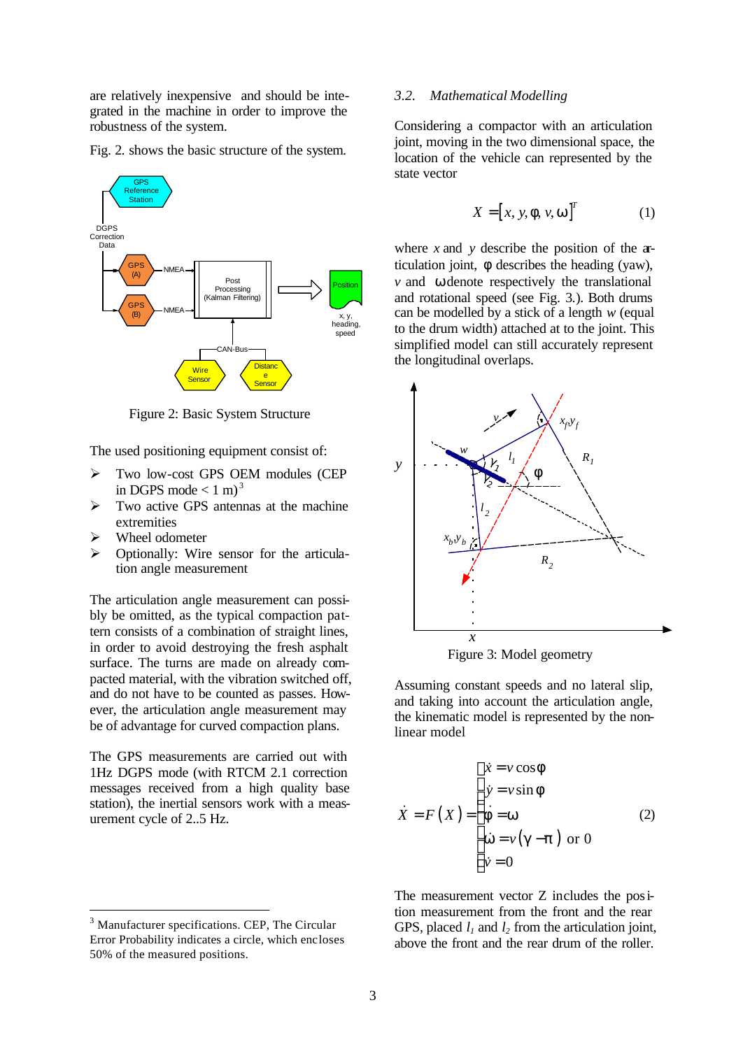are relatively inexpensive and should be integrated in the machine in order to improve the robustness of the system.

Fig. 2. shows the basic structure of the system.

Figure 2: Basic System Structure

The used positioning equipment consist of:

- Two low-cost GPS OEM modules (CEP in DGPS mode < 1 m)[3]
- Two active GPS antennas at the machine extremities
- Wheel odometer
- Optionally: Wire sensor for the articulation angle measurement

The articulation angle measurement can possibly be omitted, as the typical compaction pattern consists of a combination of straight lines, in order to avoid destroying the fresh asphalt surface. The turns are made on already compacted material, with the vibration switched off, and do not have to be counted as passes. However, the articulation angle measurement may be of advantage for curved compaction plans.

The GPS measurements are carried out with 1Hz DGPS mode (with RTCM 2.1 correction messages received from a high quality base station), the inertial sensors work with a measurement cycle of 2..5 Hz.

### 3.2. Mathematical Modelling

Considering a compactor with an articulation joint, moving in the two dimensional space, the location of the vehicle can represented by the state vector

$$X = [x, y, \phi, v, \omega]^T \tag{1}$$

where $x$ and $y$ describe the position of the articulation joint, $\phi$ describes the heading (yaw), $v$ and $\omega$ denote respectively the translational and rotational speed (see Fig. 3.). Both drums can be modelled by a stick of a length $w$ (equal to the drum width) attached at to the joint. This simplified model can still accurately represent the longitudinal overlaps.

Figure 3: Model geometry

Assuming constant speeds and no lateral slip, and taking into account the articulation angle, the kinematic model is represented by the non-linear model

$$\dot{X} = F(X) = \begin{cases} \dot{x} = v\cos\phi \\ \dot{y} = v\sin\phi \\ \dot{\phi} = \omega \\ \dot{\omega} = v(\gamma - \pi) \text{ or } 0 \\ \dot{v} = 0 \end{cases} \tag{2}$$

The measurement vector Z includes the position measurement from the front and the rear GPS, placed $l_1$ and $l_2$ from the articulation joint, above the front and the rear drum of the roller.

[3] Manufacturer specifications. CEP, The Circular Error Probability indicates a circle, which encloses 50% of the measured positions.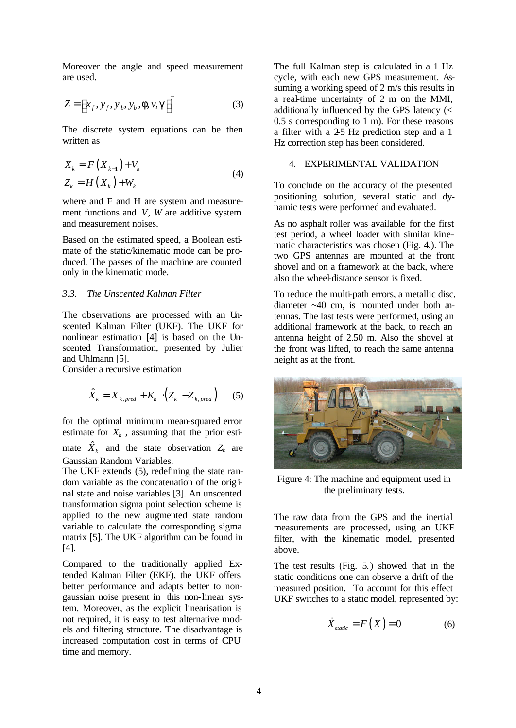Moreover the angle and speed measurement are used.

$$Z = \left[x_f, y_f, y_b, y_b, \phi, v, \gamma\right]^T \tag{3}$$

The discrete system equations can be then written as

$$\begin{aligned} X_k &= F\left(X_{k-1}\right) + V_k \\ Z_k &= H\left(X_k\right) + W_k \end{aligned} \tag{4}$$

where and F and H are system and measurement functions and $V$, $W$ are additive system and measurement noises.

Based on the estimated speed, a Boolean estimate of the static/kinematic mode can be produced. The passes of the machine are counted only in the kinematic mode.

### *3.3. The Unscented Kalman Filter*

The observations are processed with an Unscented Kalman Filter (UKF). The UKF for nonlinear estimation [4] is based on the Unscented Transformation, presented by Julier and Uhlmann [5].

Consider a recursive estimation

$$\hat{X}_k = X_{k,pred} + K_k \cdot \left(Z_k - Z_{k,pred}\right) \tag{5}$$

for the optimal minimum mean-squared error estimate for $X_k$, assuming that the prior estimate $\hat{X}_k$ and the state observation $Z_k$ are Gaussian Random Variables.

The UKF extends (5), redefining the state random variable as the concatenation of the original state and noise variables [3]. An unscented transformation sigma point selection scheme is applied to the new augmented state random variable to calculate the corresponding sigma matrix [5]. The UKF algorithm can be found in [4].

Compared to the traditionally applied Extended Kalman Filter (EKF), the UKF offers better performance and adapts better to non-gaussian noise present in this non-linear system. Moreover, as the explicit linearisation is not required, it is easy to test alternative models and filtering structure. The disadvantage is increased computation cost in terms of CPU time and memory.

The full Kalman step is calculated in a 1 Hz cycle, with each new GPS measurement. Assuming a working speed of 2 m/s this results in a real-time uncertainty of 2 m on the MMI, additionally influenced by the GPS latency (< 0.5 s corresponding to 1 m). For these reasons a filter with a 2-5 Hz prediction step and a 1 Hz correction step has been considered.

## 4. EXPERIMENTAL VALIDATION

To conclude on the accuracy of the presented positioning solution, several static and dynamic tests were performed and evaluated.

As no asphalt roller was available for the first test period, a wheel loader with similar kinematic characteristics was chosen (Fig. 4.). The two GPS antennas are mounted at the front shovel and on a framework at the back, where also the wheel-distance sensor is fixed.

To reduce the multi-path errors, a metallic disc, diameter ~40 cm, is mounted under both antennas. The last tests were performed, using an additional framework at the back, to reach an antenna height of 2.50 m. Also the shovel at the front was lifted, to reach the same antenna height as at the front.

Figure 4: The machine and equipment used in the preliminary tests.

The raw data from the GPS and the inertial measurements are processed, using an UKF filter, with the kinematic model, presented above.

The test results (Fig. 5.) showed that in the static conditions one can observe a drift of the measured position. To account for this effect UKF switches to a static model, represented by:

$$\dot{X}_{static} = F\left(X\right) = 0 \tag{6}$$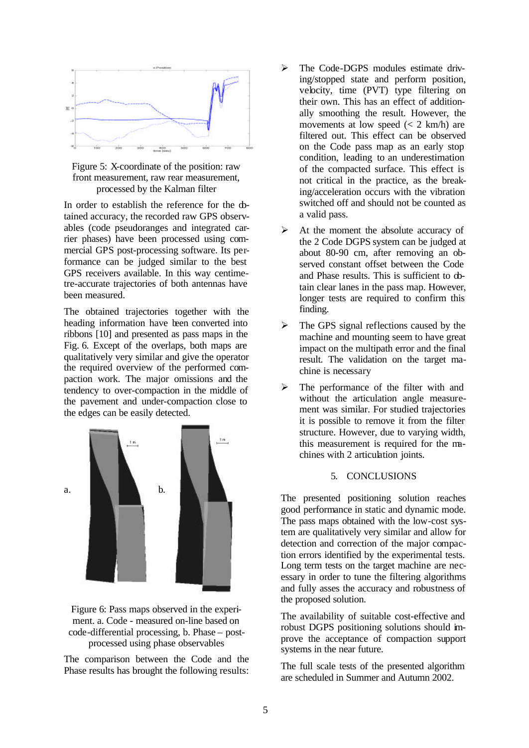Figure 5: X-coordinate of the position: raw front measurement, raw rear measurement, processed by the Kalman filter

In order to establish the reference for the obtained accuracy, the recorded raw GPS observables (code pseudoranges and integrated carrier phases) have been processed using commercial GPS post-processing software. Its performance can be judged similar to the best GPS receivers available. In this way centimetre-accurate trajectories of both antennas have been measured.

The obtained trajectories together with the heading information have been converted into ribbons [10] and presented as pass maps in the Fig. 6. Except of the overlaps, both maps are qualitatively very similar and give the operator the required overview of the performed compaction work. The major omissions and the tendency to over-compaction in the middle of the pavement and under-compaction close to the edges can be easily detected.

Figure 6: Pass maps observed in the experiment. a. Code - measured on-line based on code-differential processing, b. Phase – post-processed using phase observables

The comparison between the Code and the Phase results has brought the following results:

- The Code-DGPS modules estimate driving/stopped state and perform position, velocity, time (PVT) type filtering on their own. This has an effect of additionally smoothing the result. However, the movements at low speed (< 2 km/h) are filtered out. This effect can be observed on the Code pass map as an early stop condition, leading to an underestimation of the compacted surface. This effect is not critical in the practice, as the breaking/acceleration occurs with the vibration switched off and should not be counted as a valid pass.
- At the moment the absolute accuracy of the 2 Code DGPS system can be judged at about 80-90 cm, after removing an observed constant offset between the Code and Phase results. This is sufficient to obtain clear lanes in the pass map. However, longer tests are required to confirm this finding.
- The GPS signal reflections caused by the machine and mounting seem to have great impact on the multipath error and the final result. The validation on the target machine is necessary
- The performance of the filter with and without the articulation angle measurement was similar. For studied trajectories it is possible to remove it from the filter structure. However, due to varying width, this measurement is required for the machines with 2 articulation joints.

## 5. CONCLUSIONS

The presented positioning solution reaches good performance in static and dynamic mode. The pass maps obtained with the low-cost system are qualitatively very similar and allow for detection and correction of the major compaction errors identified by the experimental tests. Long term tests on the target machine are necessary in order to tune the filtering algorithms and fully asses the accuracy and robustness of the proposed solution.

The availability of suitable cost-effective and robust DGPS positioning solutions should improve the acceptance of compaction support systems in the near future.

The full scale tests of the presented algorithm are scheduled in Summer and Autumn 2002.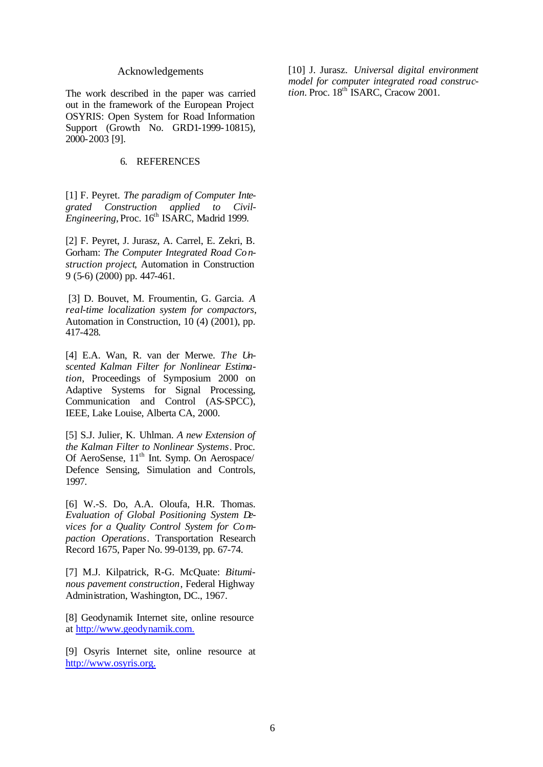## Acknowledgements

The work described in the paper was carried out in the framework of the European Project OSYRIS: Open System for Road Information Support (Growth No. GRD1-1999-10815), 2000-2003 [9].

## 6. REFERENCES

[1] F. Peyret. *The paradigm of Computer Integrated Construction applied to Civil-Engineering*, Proc. 16th ISARC, Madrid 1999.

[2] F. Peyret, J. Jurasz, A. Carrel, E. Zekri, B. Gorham: *The Computer Integrated Road Construction project*, Automation in Construction 9 (5-6) (2000) pp. 447-461.

[3] D. Bouvet, M. Froumentin, G. Garcia. *A real-time localization system for compactors*, Automation in Construction, 10 (4) (2001), pp. 417-428.

[4] E.A. Wan, R. van der Merwe. *The Unscented Kalman Filter for Nonlinear Estimation*, Proceedings of Symposium 2000 on Adaptive Systems for Signal Processing, Communication and Control (AS-SPCC), IEEE, Lake Louise, Alberta CA, 2000.

[5] S.J. Julier, K. Uhlman. *A new Extension of the Kalman Filter to Nonlinear Systems*. Proc. Of AeroSense, 11th Int. Symp. On Aerospace/ Defence Sensing, Simulation and Controls, 1997.

[6] W.-S. Do, A.A. Oloufa, H.R. Thomas. *Evaluation of Global Positioning System Devices for a Quality Control System for Compaction Operations*. Transportation Research Record 1675, Paper No. 99-0139, pp. 67-74.

[7] M.J. Kilpatrick, R-G. McQuate: *Bituminous pavement construction*, Federal Highway Administration, Washington, DC., 1967.

[8] Geodynamik Internet site, online resource at http://www.geodynamik.com.

[9] Osyris Internet site, online resource at http://www.osyris.org.

[10] J. Jurasz. *Universal digital environment model for computer integrated road construction*. Proc. 18th ISARC, Cracow 2001.